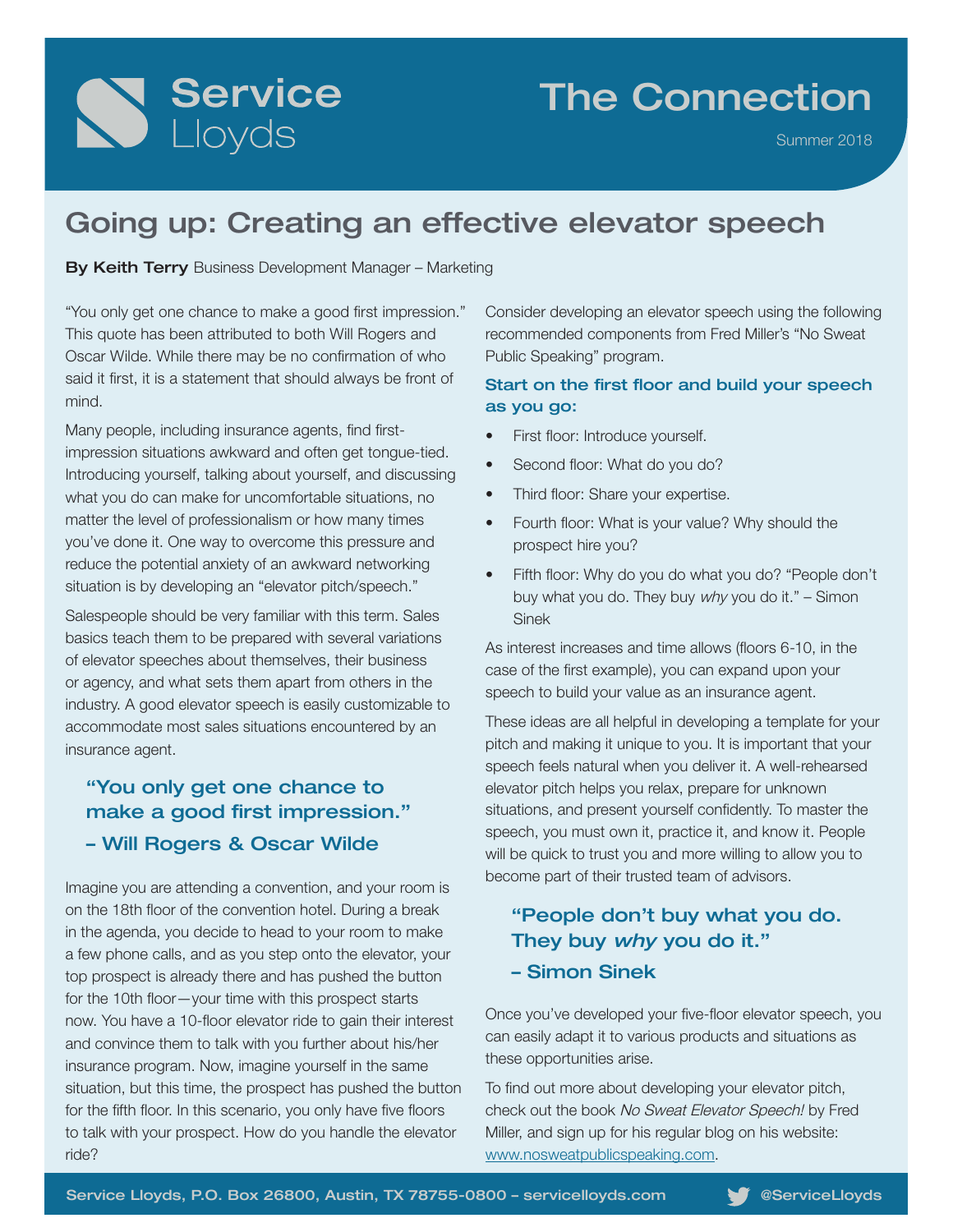# Service Lloyds

# The Connection

Summer 2018

## Going up: Creating an effective elevator speech

**By Keith Terry** Business Development Manager – Marketing

"You only get one chance to make a good first impression." This quote has been attributed to both Will Rogers and Oscar Wilde. While there may be no confirmation of who said it first, it is a statement that should always be front of mind.

Many people, including insurance agents, find first-impression situations awkward and often get tongue-tied. Introducing yourself, talking about yourself, and discussing what you do can make for uncomfortable situations, no matter the level of professionalism or how many times you've done it. One way to overcome this pressure and reduce the potential anxiety of an awkward networking situation is by developing an "elevator pitch/speech."

Salespeople should be very familiar with this term. Sales basics teach them to be prepared with several variations of elevator speeches about themselves, their business or agency, and what sets them apart from others in the industry. A good elevator speech is easily customizable to accommodate most sales situations encountered by an insurance agent.

> **"You only get one chance to make a good first impression."**
> **– Will Rogers & Oscar Wilde**

Imagine you are attending a convention, and your room is on the 18th floor of the convention hotel. During a break in the agenda, you decide to head to your room to make a few phone calls, and as you step onto the elevator, your top prospect is already there and has pushed the button for the 10th floor—your time with this prospect starts now. You have a 10-floor elevator ride to gain their interest and convince them to talk with you further about his/her insurance program. Now, imagine yourself in the same situation, but this time, the prospect has pushed the button for the fifth floor. In this scenario, you only have five floors to talk with your prospect. How do you handle the elevator ride?

Consider developing an elevator speech using the following recommended components from Fred Miller's "No Sweat Public Speaking" program.

### Start on the first floor and build your speech as you go:

- First floor: Introduce yourself.
- Second floor: What do you do?
- Third floor: Share your expertise.
- Fourth floor: What is your value? Why should the prospect hire you?
- Fifth floor: Why do you do what you do? "People don't buy what you do. They buy *why* you do it." – Simon Sinek

As interest increases and time allows (floors 6-10, in the case of the first example), you can expand upon your speech to build your value as an insurance agent.

These ideas are all helpful in developing a template for your pitch and making it unique to you. It is important that your speech feels natural when you deliver it. A well-rehearsed elevator pitch helps you relax, prepare for unknown situations, and present yourself confidently. To master the speech, you must own it, practice it, and know it. People will be quick to trust you and more willing to allow you to become part of their trusted team of advisors.

> **"People don't buy what you do. They buy *why* you do it."**
> **– Simon Sinek**

Once you've developed your five-floor elevator speech, you can easily adapt it to various products and situations as these opportunities arise.

To find out more about developing your elevator pitch, check out the book *No Sweat Elevator Speech!* by Fred Miller, and sign up for his regular blog on his website: www.nosweatpublicspeaking.com.

Service Lloyds, P.O. Box 26800, Austin, TX 78755-0800 – servicelloyds.com @ServiceLloyds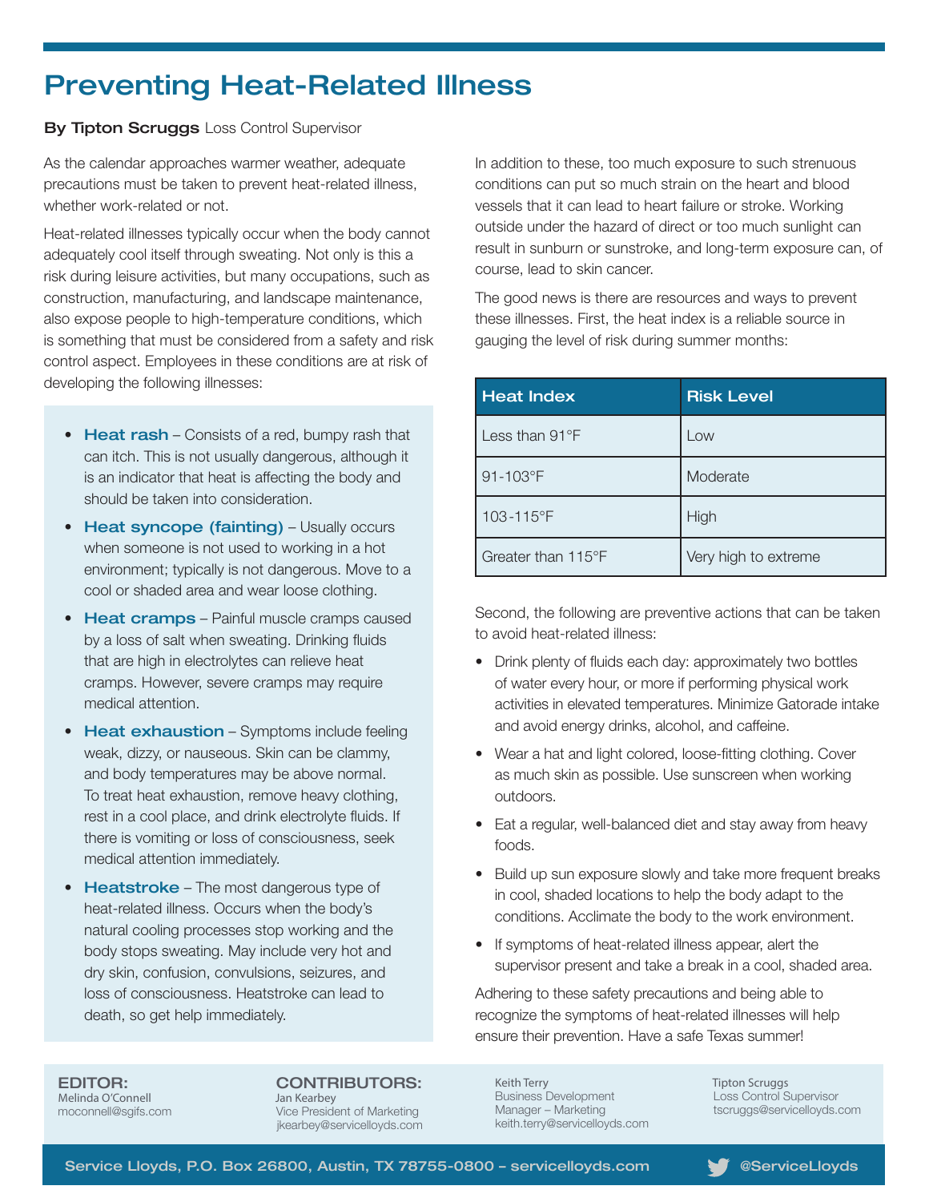# Preventing Heat-Related Illness

**By Tipton Scruggs** Loss Control Supervisor

As the calendar approaches warmer weather, adequate precautions must be taken to prevent heat-related illness, whether work-related or not.

Heat-related illnesses typically occur when the body cannot adequately cool itself through sweating. Not only is this a risk during leisure activities, but many occupations, such as construction, manufacturing, and landscape maintenance, also expose people to high-temperature conditions, which is something that must be considered from a safety and risk control aspect. Employees in these conditions are at risk of developing the following illnesses:

- **Heat rash** – Consists of a red, bumpy rash that can itch. This is not usually dangerous, although it is an indicator that heat is affecting the body and should be taken into consideration.
- **Heat syncope (fainting)** – Usually occurs when someone is not used to working in a hot environment; typically is not dangerous. Move to a cool or shaded area and wear loose clothing.
- **Heat cramps** – Painful muscle cramps caused by a loss of salt when sweating. Drinking fluids that are high in electrolytes can relieve heat cramps. However, severe cramps may require medical attention.
- **Heat exhaustion** – Symptoms include feeling weak, dizzy, or nauseous. Skin can be clammy, and body temperatures may be above normal. To treat heat exhaustion, remove heavy clothing, rest in a cool place, and drink electrolyte fluids. If there is vomiting or loss of consciousness, seek medical attention immediately.
- **Heatstroke** – The most dangerous type of heat-related illness. Occurs when the body's natural cooling processes stop working and the body stops sweating. May include very hot and dry skin, confusion, convulsions, seizures, and loss of consciousness. Heatstroke can lead to death, so get help immediately.

In addition to these, too much exposure to such strenuous conditions can put so much strain on the heart and blood vessels that it can lead to heart failure or stroke. Working outside under the hazard of direct or too much sunlight can result in sunburn or sunstroke, and long-term exposure can, of course, lead to skin cancer.

The good news is there are resources and ways to prevent these illnesses. First, the heat index is a reliable source in gauging the level of risk during summer months:

| Heat Index | Risk Level |
|---|---|
| Less than 91°F | Low |
| 91-103°F | Moderate |
| 103-115°F | High |
| Greater than 115°F | Very high to extreme |

Second, the following are preventive actions that can be taken to avoid heat-related illness:

- Drink plenty of fluids each day: approximately two bottles of water every hour, or more if performing physical work activities in elevated temperatures. Minimize Gatorade intake and avoid energy drinks, alcohol, and caffeine.
- Wear a hat and light colored, loose-fitting clothing. Cover as much skin as possible. Use sunscreen when working outdoors.
- Eat a regular, well-balanced diet and stay away from heavy foods.
- Build up sun exposure slowly and take more frequent breaks in cool, shaded locations to help the body adapt to the conditions. Acclimate the body to the work environment.
- If symptoms of heat-related illness appear, alert the supervisor present and take a break in a cool, shaded area.

Adhering to these safety precautions and being able to recognize the symptoms of heat-related illnesses will help ensure their prevention. Have a safe Texas summer!

**EDITOR:**
Melinda O'Connell
moconnell@sgifs.com

**CONTRIBUTORS:**
Jan Kearbey
Vice President of Marketing
jkearbey@servicelloyds.com

Keith Terry
Business Development Manager – Marketing
keith.terry@servicelloyds.com

Tipton Scruggs
Loss Control Supervisor
tscruggs@servicelloyds.com

Service Lloyds, P.O. Box 26800, Austin, TX 78755-0800 – servicelloyds.com @ServiceLloyds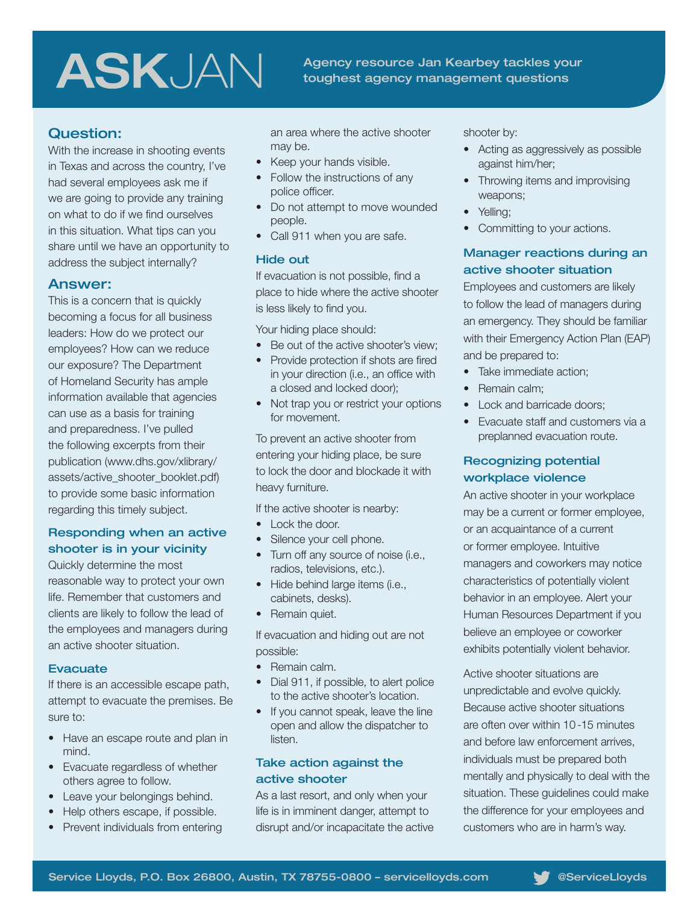# ASKJAN

Agency resource Jan Kearbey tackles your toughest agency management questions

## Question:

With the increase in shooting events in Texas and across the country, I've had several employees ask me if we are going to provide any training on what to do if we find ourselves in this situation. What tips can you share until we have an opportunity to address the subject internally?

## Answer:

This is a concern that is quickly becoming a focus for all business leaders: How do we protect our employees? How can we reduce our exposure? The Department of Homeland Security has ample information available that agencies can use as a basis for training and preparedness. I've pulled the following excerpts from their publication (www.dhs.gov/xlibrary/assets/active_shooter_booklet.pdf) to provide some basic information regarding this timely subject.

### Responding when an active shooter is in your vicinity

Quickly determine the most reasonable way to protect your own life. Remember that customers and clients are likely to follow the lead of the employees and managers during an active shooter situation.

### Evacuate

If there is an accessible escape path, attempt to evacuate the premises. Be sure to:

- Have an escape route and plan in mind.
- Evacuate regardless of whether others agree to follow.
- Leave your belongings behind.
- Help others escape, if possible.
- Prevent individuals from entering an area where the active shooter may be.
- Keep your hands visible.
- Follow the instructions of any police officer.
- Do not attempt to move wounded people.
- Call 911 when you are safe.

### Hide out

If evacuation is not possible, find a place to hide where the active shooter is less likely to find you.

Your hiding place should:

- Be out of the active shooter's view;
- Provide protection if shots are fired in your direction (i.e., an office with a closed and locked door);
- Not trap you or restrict your options for movement.

To prevent an active shooter from entering your hiding place, be sure to lock the door and blockade it with heavy furniture.

If the active shooter is nearby:

- Lock the door.
- Silence your cell phone.
- Turn off any source of noise (i.e., radios, televisions, etc.).
- Hide behind large items (i.e., cabinets, desks).
- Remain quiet.

If evacuation and hiding out are not possible:

- Remain calm.
- Dial 911, if possible, to alert police to the active shooter's location.
- If you cannot speak, leave the line open and allow the dispatcher to listen.

### Take action against the active shooter

As a last resort, and only when your life is in imminent danger, attempt to disrupt and/or incapacitate the active shooter by:

- Acting as aggressively as possible against him/her;
- Throwing items and improvising weapons;
- Yelling;
- Committing to your actions.

### Manager reactions during an active shooter situation

Employees and customers are likely to follow the lead of managers during an emergency. They should be familiar with their Emergency Action Plan (EAP) and be prepared to:

- Take immediate action;
- Remain calm;
- Lock and barricade doors;
- Evacuate staff and customers via a preplanned evacuation route.

### Recognizing potential workplace violence

An active shooter in your workplace may be a current or former employee, or an acquaintance of a current or former employee. Intuitive managers and coworkers may notice characteristics of potentially violent behavior in an employee. Alert your Human Resources Department if you believe an employee or coworker exhibits potentially violent behavior.

Active shooter situations are unpredictable and evolve quickly. Because active shooter situations are often over within 10-15 minutes and before law enforcement arrives, individuals must be prepared both mentally and physically to deal with the situation. These guidelines could make the difference for your employees and customers who are in harm's way.

Service Lloyds, P.O. Box 26800, Austin, TX 78755-0800 – servicelloyds.com @ServiceLloyds